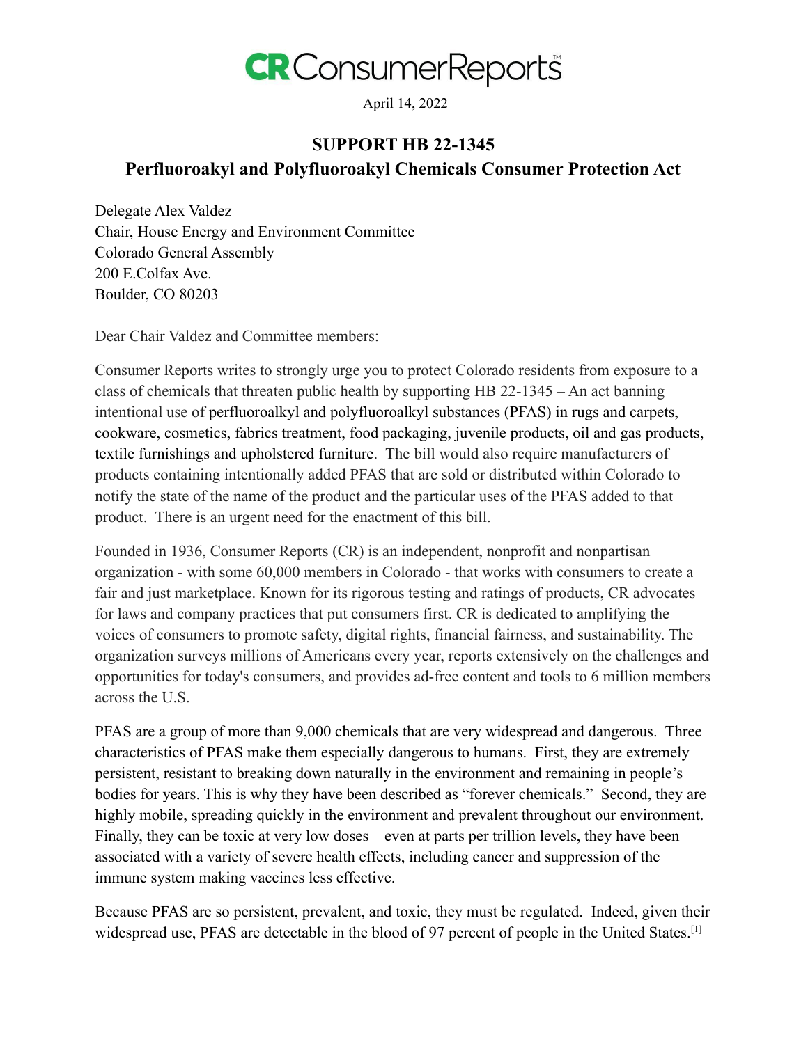CR ConsumerReports™

April 14, 2022

## SUPPORT HB 22-1345
## Perfluoroakyl and Polyfluoroakyl Chemicals Consumer Protection Act

Delegate Alex Valdez  
Chair, House Energy and Environment Committee  
Colorado General Assembly  
200 E.Colfax Ave.  
Boulder, CO 80203

Dear Chair Valdez and Committee members:

Consumer Reports writes to strongly urge you to protect Colorado residents from exposure to a class of chemicals that threaten public health by supporting HB 22-1345 – An act banning intentional use of perfluoroalkyl and polyfluoroalkyl substances (PFAS) in rugs and carpets, cookware, cosmetics, fabrics treatment, food packaging, juvenile products, oil and gas products, textile furnishings and upholstered furniture. The bill would also require manufacturers of products containing intentionally added PFAS that are sold or distributed within Colorado to notify the state of the name of the product and the particular uses of the PFAS added to that product. There is an urgent need for the enactment of this bill.

Founded in 1936, Consumer Reports (CR) is an independent, nonprofit and nonpartisan organization - with some 60,000 members in Colorado - that works with consumers to create a fair and just marketplace. Known for its rigorous testing and ratings of products, CR advocates for laws and company practices that put consumers first. CR is dedicated to amplifying the voices of consumers to promote safety, digital rights, financial fairness, and sustainability. The organization surveys millions of Americans every year, reports extensively on the challenges and opportunities for today's consumers, and provides ad-free content and tools to 6 million members across the U.S.

PFAS are a group of more than 9,000 chemicals that are very widespread and dangerous. Three characteristics of PFAS make them especially dangerous to humans. First, they are extremely persistent, resistant to breaking down naturally in the environment and remaining in people's bodies for years. This is why they have been described as "forever chemicals." Second, they are highly mobile, spreading quickly in the environment and prevalent throughout our environment. Finally, they can be toxic at very low doses—even at parts per trillion levels, they have been associated with a variety of severe health effects, including cancer and suppression of the immune system making vaccines less effective.

Because PFAS are so persistent, prevalent, and toxic, they must be regulated. Indeed, given their widespread use, PFAS are detectable in the blood of 97 percent of people in the United States.[1]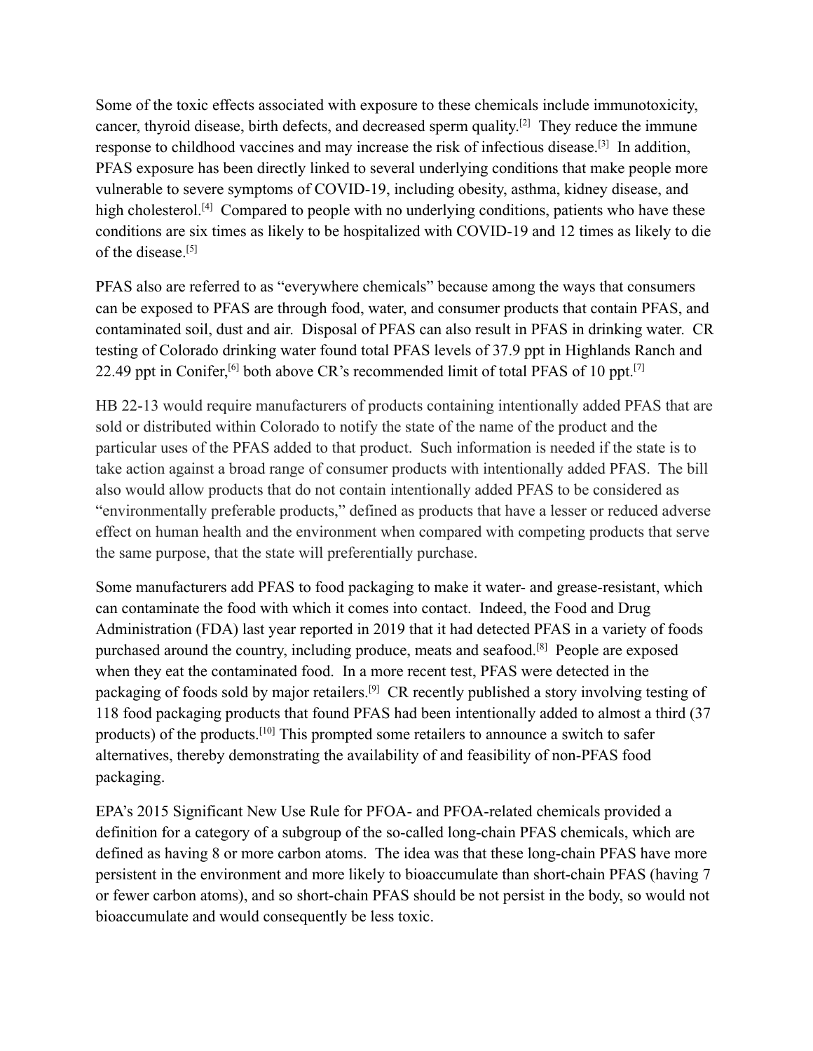Some of the toxic effects associated with exposure to these chemicals include immunotoxicity, cancer, thyroid disease, birth defects, and decreased sperm quality.[2] They reduce the immune response to childhood vaccines and may increase the risk of infectious disease.[3] In addition, PFAS exposure has been directly linked to several underlying conditions that make people more vulnerable to severe symptoms of COVID-19, including obesity, asthma, kidney disease, and high cholesterol.[4] Compared to people with no underlying conditions, patients who have these conditions are six times as likely to be hospitalized with COVID-19 and 12 times as likely to die of the disease.[5]

PFAS also are referred to as "everywhere chemicals" because among the ways that consumers can be exposed to PFAS are through food, water, and consumer products that contain PFAS, and contaminated soil, dust and air. Disposal of PFAS can also result in PFAS in drinking water. CR testing of Colorado drinking water found total PFAS levels of 37.9 ppt in Highlands Ranch and 22.49 ppt in Conifer,[6] both above CR's recommended limit of total PFAS of 10 ppt.[7]

HB 22-13 would require manufacturers of products containing intentionally added PFAS that are sold or distributed within Colorado to notify the state of the name of the product and the particular uses of the PFAS added to that product. Such information is needed if the state is to take action against a broad range of consumer products with intentionally added PFAS. The bill also would allow products that do not contain intentionally added PFAS to be considered as "environmentally preferable products," defined as products that have a lesser or reduced adverse effect on human health and the environment when compared with competing products that serve the same purpose, that the state will preferentially purchase.

Some manufacturers add PFAS to food packaging to make it water- and grease-resistant, which can contaminate the food with which it comes into contact. Indeed, the Food and Drug Administration (FDA) last year reported in 2019 that it had detected PFAS in a variety of foods purchased around the country, including produce, meats and seafood.[8] People are exposed when they eat the contaminated food. In a more recent test, PFAS were detected in the packaging of foods sold by major retailers.[9] CR recently published a story involving testing of 118 food packaging products that found PFAS had been intentionally added to almost a third (37 products) of the products.[10] This prompted some retailers to announce a switch to safer alternatives, thereby demonstrating the availability of and feasibility of non-PFAS food packaging.

EPA's 2015 Significant New Use Rule for PFOA- and PFOA-related chemicals provided a definition for a category of a subgroup of the so-called long-chain PFAS chemicals, which are defined as having 8 or more carbon atoms. The idea was that these long-chain PFAS have more persistent in the environment and more likely to bioaccumulate than short-chain PFAS (having 7 or fewer carbon atoms), and so short-chain PFAS should be not persist in the body, so would not bioaccumulate and would consequently be less toxic.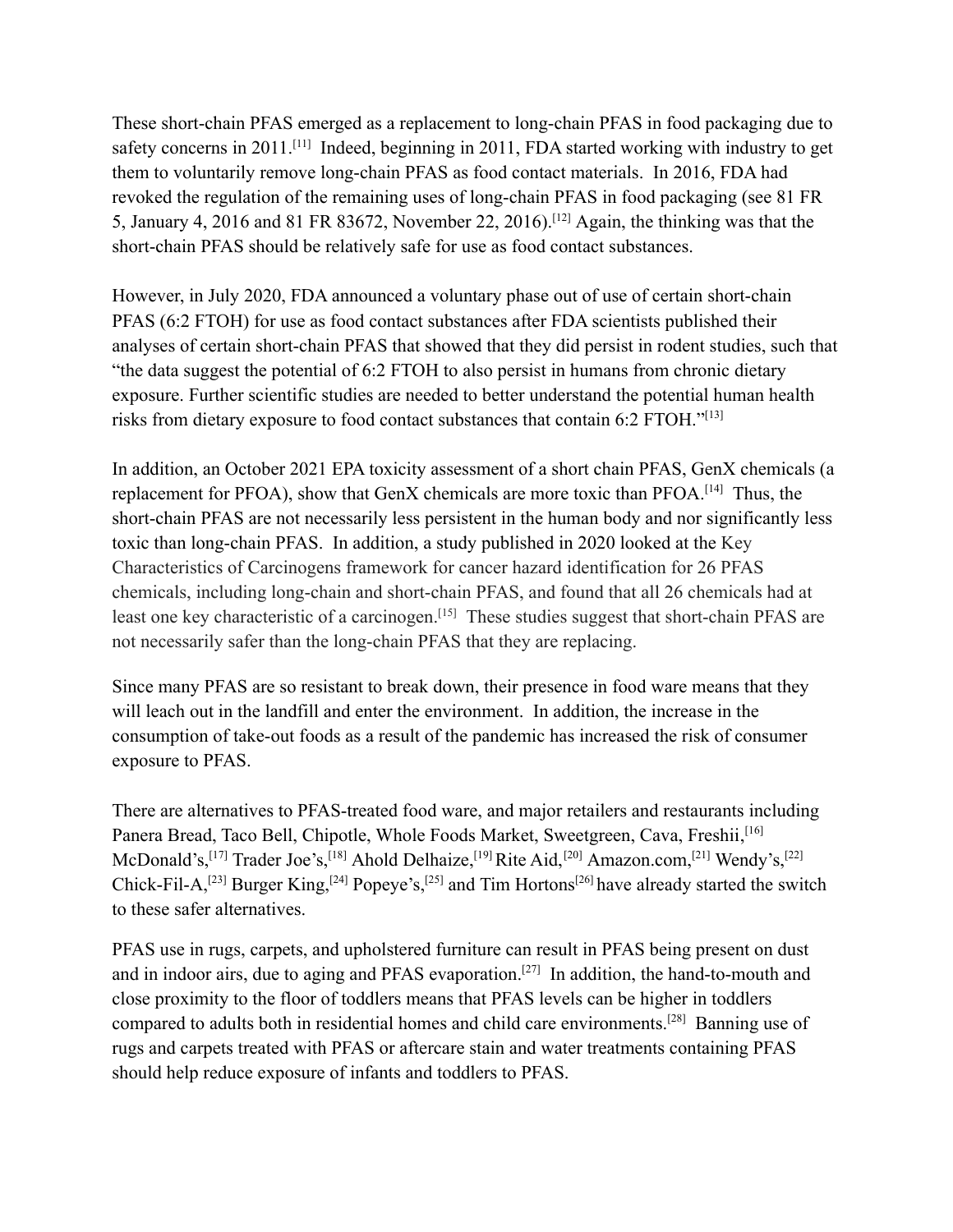These short-chain PFAS emerged as a replacement to long-chain PFAS in food packaging due to safety concerns in 2011.[11] Indeed, beginning in 2011, FDA started working with industry to get them to voluntarily remove long-chain PFAS as food contact materials. In 2016, FDA had revoked the regulation of the remaining uses of long-chain PFAS in food packaging (see 81 FR 5, January 4, 2016 and 81 FR 83672, November 22, 2016).[12] Again, the thinking was that the short-chain PFAS should be relatively safe for use as food contact substances.

However, in July 2020, FDA announced a voluntary phase out of use of certain short-chain PFAS (6:2 FTOH) for use as food contact substances after FDA scientists published their analyses of certain short-chain PFAS that showed that they did persist in rodent studies, such that "the data suggest the potential of 6:2 FTOH to also persist in humans from chronic dietary exposure. Further scientific studies are needed to better understand the potential human health risks from dietary exposure to food contact substances that contain 6:2 FTOH."[13]

In addition, an October 2021 EPA toxicity assessment of a short chain PFAS, GenX chemicals (a replacement for PFOA), show that GenX chemicals are more toxic than PFOA.[14] Thus, the short-chain PFAS are not necessarily less persistent in the human body and nor significantly less toxic than long-chain PFAS. In addition, a study published in 2020 looked at the Key Characteristics of Carcinogens framework for cancer hazard identification for 26 PFAS chemicals, including long-chain and short-chain PFAS, and found that all 26 chemicals had at least one key characteristic of a carcinogen.[15] These studies suggest that short-chain PFAS are not necessarily safer than the long-chain PFAS that they are replacing.

Since many PFAS are so resistant to break down, their presence in food ware means that they will leach out in the landfill and enter the environment. In addition, the increase in the consumption of take-out foods as a result of the pandemic has increased the risk of consumer exposure to PFAS.

There are alternatives to PFAS-treated food ware, and major retailers and restaurants including Panera Bread, Taco Bell, Chipotle, Whole Foods Market, Sweetgreen, Cava, Freshii,[16] McDonald's,[17] Trader Joe's,[18] Ahold Delhaize,[19] Rite Aid,[20] Amazon.com,[21] Wendy's,[22] Chick-Fil-A,[23] Burger King,[24] Popeye's,[25] and Tim Hortons[26] have already started the switch to these safer alternatives.

PFAS use in rugs, carpets, and upholstered furniture can result in PFAS being present on dust and in indoor airs, due to aging and PFAS evaporation.[27] In addition, the hand-to-mouth and close proximity to the floor of toddlers means that PFAS levels can be higher in toddlers compared to adults both in residential homes and child care environments.[28] Banning use of rugs and carpets treated with PFAS or aftercare stain and water treatments containing PFAS should help reduce exposure of infants and toddlers to PFAS.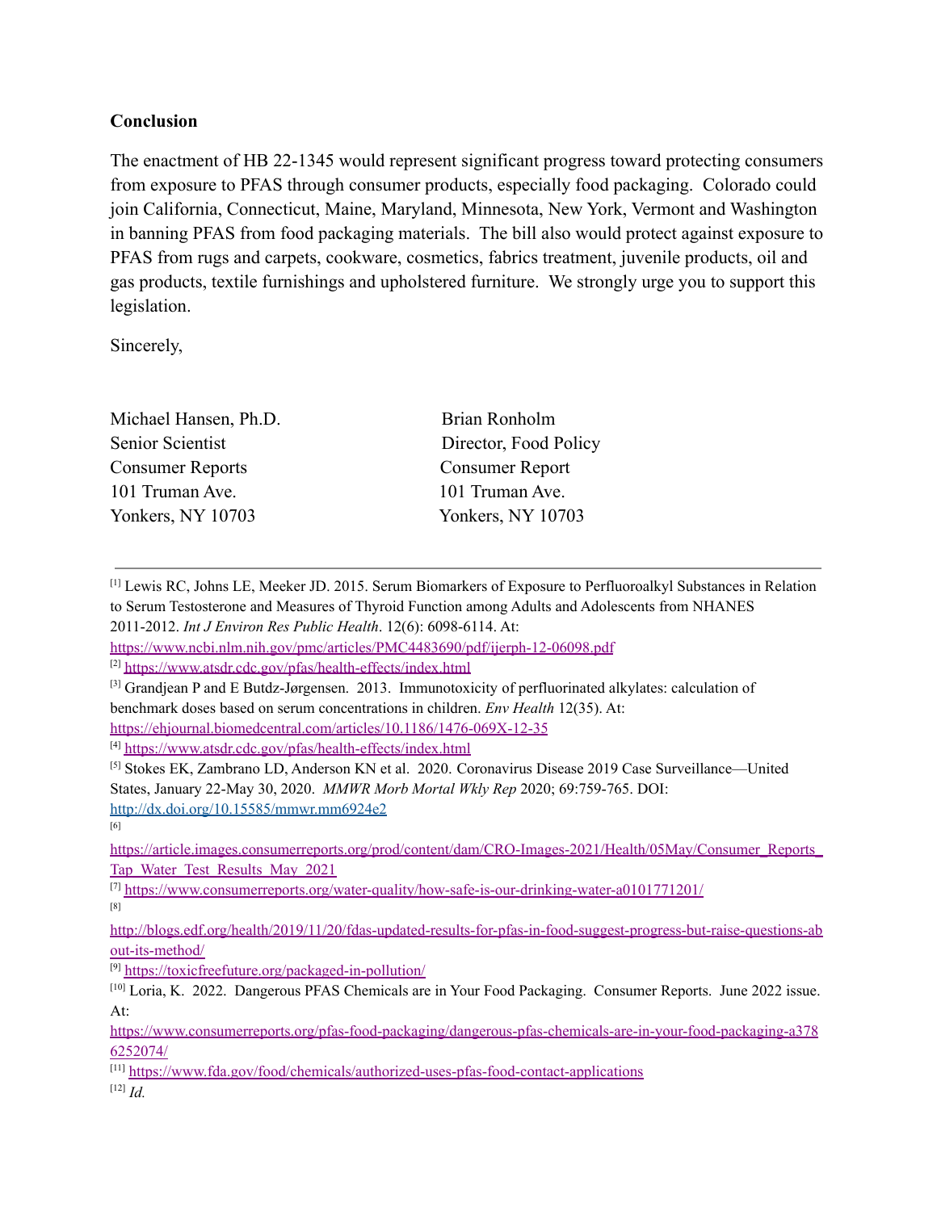**Conclusion**

The enactment of HB 22-1345 would represent significant progress toward protecting consumers from exposure to PFAS through consumer products, especially food packaging. Colorado could join California, Connecticut, Maine, Maryland, Minnesota, New York, Vermont and Washington in banning PFAS from food packaging materials. The bill also would protect against exposure to PFAS from rugs and carpets, cookware, cosmetics, fabrics treatment, juvenile products, oil and gas products, textile furnishings and upholstered furniture. We strongly urge you to support this legislation.

Sincerely,

Michael Hansen, Ph.D.
Senior Scientist
Consumer Reports
101 Truman Ave.
Yonkers, NY 10703

Brian Ronholm
Director, Food Policy
Consumer Report
101 Truman Ave.
Yonkers, NY 10703

---

[1] Lewis RC, Johns LE, Meeker JD. 2015. Serum Biomarkers of Exposure to Perfluoroalkyl Substances in Relation to Serum Testosterone and Measures of Thyroid Function among Adults and Adolescents from NHANES 2011-2012. *Int J Environ Res Public Health*. 12(6): 6098-6114. At: https://www.ncbi.nlm.nih.gov/pmc/articles/PMC4483690/pdf/ijerph-12-06098.pdf

[2] https://www.atsdr.cdc.gov/pfas/health-effects/index.html

[3] Grandjean P and E Butdz-Jørgensen. 2013. Immunotoxicity of perfluorinated alkylates: calculation of benchmark doses based on serum concentrations in children. *Env Health* 12(35). At: https://ehjournal.biomedcentral.com/articles/10.1186/1476-069X-12-35

[4] https://www.atsdr.cdc.gov/pfas/health-effects/index.html

[5] Stokes EK, Zambrano LD, Anderson KN et al. 2020. Coronavirus Disease 2019 Case Surveillance—United States, January 22-May 30, 2020. *MMWR Morb Mortal Wkly Rep* 2020; 69:759-765. DOI: http://dx.doi.org/10.15585/mmwr.mm6924e2

[6] https://article.images.consumerreports.org/prod/content/dam/CRO-Images-2021/Health/05May/Consumer_Reports_Tap_Water_Test_Results_May_2021

[7] https://www.consumerreports.org/water-quality/how-safe-is-our-drinking-water-a0101771201/

[8] http://blogs.edf.org/health/2019/11/20/fdas-updated-results-for-pfas-in-food-suggest-progress-but-raise-questions-about-its-method/

[9] https://toxicfreefuture.org/packaged-in-pollution/

[10] Loria, K. 2022. Dangerous PFAS Chemicals are in Your Food Packaging. Consumer Reports. June 2022 issue. At: https://www.consumerreports.org/pfas-food-packaging/dangerous-pfas-chemicals-are-in-your-food-packaging-a3786252074/

[11] https://www.fda.gov/food/chemicals/authorized-uses-pfas-food-contact-applications

[12] *Id.*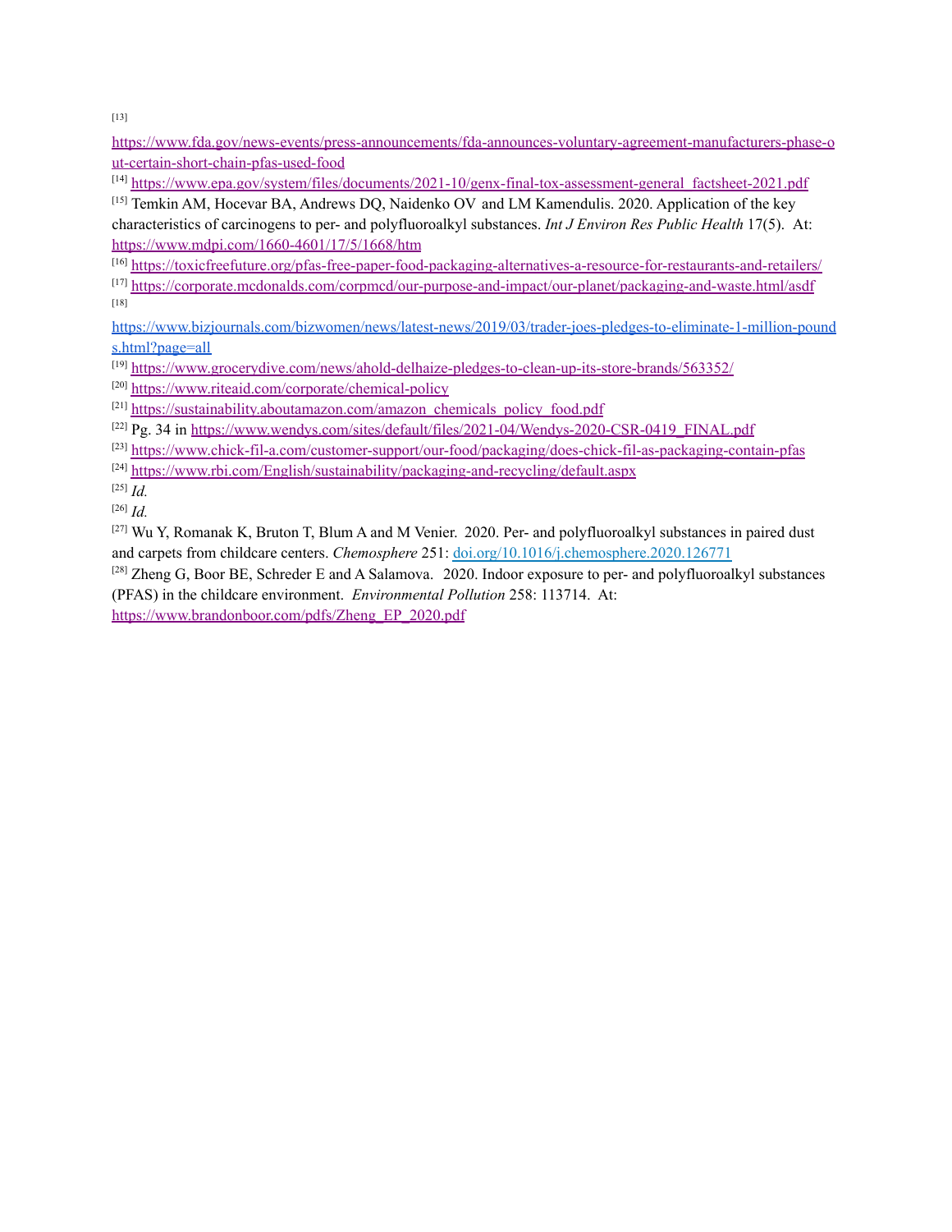[13] https://www.fda.gov/news-events/press-announcements/fda-announces-voluntary-agreement-manufacturers-phase-out-certain-short-chain-pfas-used-food

[14] https://www.epa.gov/system/files/documents/2021-10/genx-final-tox-assessment-general_factsheet-2021.pdf

[15] Temkin AM, Hocevar BA, Andrews DQ, Naidenko OV and LM Kamendulis. 2020. Application of the key characteristics of carcinogens to per- and polyfluoroalkyl substances. *Int J Environ Res Public Health* 17(5). At: https://www.mdpi.com/1660-4601/17/5/1668/htm

[16] https://toxicfreefuture.org/pfas-free-paper-food-packaging-alternatives-a-resource-for-restaurants-and-retailers/

[17] https://corporate.mcdonalds.com/corpmcd/our-purpose-and-impact/our-planet/packaging-and-waste.html/asdf

[18] https://www.bizjournals.com/bizwomen/news/latest-news/2019/03/trader-joes-pledges-to-eliminate-1-million-pounds.html?page=all

[19] https://www.grocerydive.com/news/ahold-delhaize-pledges-to-clean-up-its-store-brands/563352/

[20] https://www.riteaid.com/corporate/chemical-policy

[21] https://sustainability.aboutamazon.com/amazon_chemicals_policy_food.pdf

[22] Pg. 34 in https://www.wendys.com/sites/default/files/2021-04/Wendys-2020-CSR-0419_FINAL.pdf

[23] https://www.chick-fil-a.com/customer-support/our-food/packaging/does-chick-fil-as-packaging-contain-pfas

[24] https://www.rbi.com/English/sustainability/packaging-and-recycling/default.aspx

[25] *Id.*

[26] *Id.*

[27] Wu Y, Romanak K, Bruton T, Blum A and M Venier. 2020. Per- and polyfluoroalkyl substances in paired dust and carpets from childcare centers. *Chemosphere* 251: doi.org/10.1016/j.chemosphere.2020.126771

[28] Zheng G, Boor BE, Schreder E and A Salamova. 2020. Indoor exposure to per- and polyfluoroalkyl substances (PFAS) in the childcare environment. *Environmental Pollution* 258: 113714. At: https://www.brandonboor.com/pdfs/Zheng_EP_2020.pdf